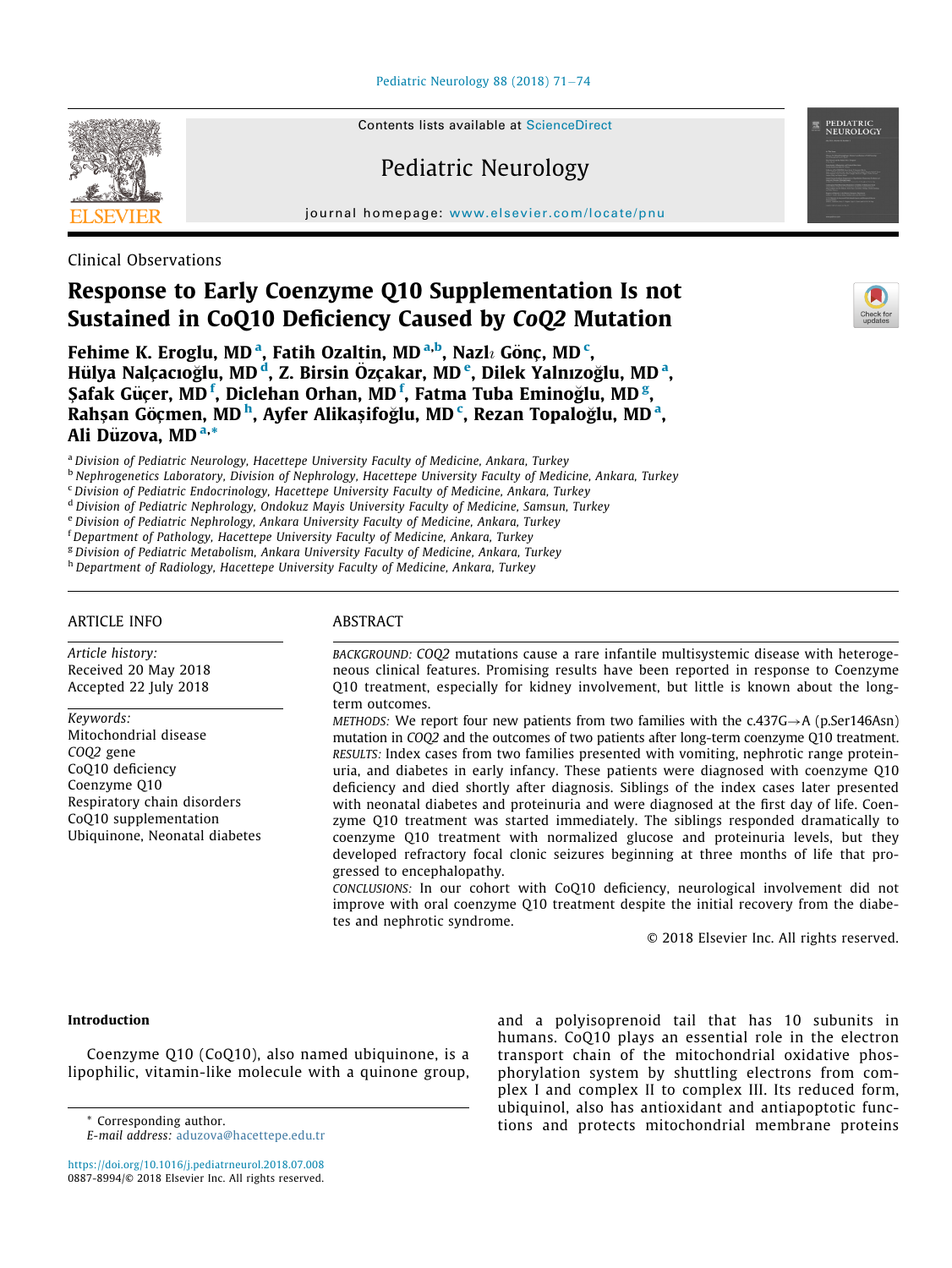Clinical Observations

# Response to Early Coenzyme Q10 Supplementation Is not Sustained in CoQ10 Deficiency Caused by *CoQ2* Mutation

**Fehime K. Eroglu, MD [a], Fatih Ozaltin, MD [a,b], Nazlı Gönç, MD [c], Hülya Nalçacıoğlu, MD [d], Z. Birsin Özçakar, MD [e], Dilek Yalnızoğlu, MD [a], Şafak Güçer, MD [f], Diclehan Orhan, MD [f], Fatma Tuba Eminoğlu, MD [g], Rahşan Göçmen, MD [h], Ayfer Alikaşifoğlu, MD [c], Rezan Topaloğlu, MD [a], Ali Düzova, MD [a,*]**

[a] *Division of Pediatric Neurology, Hacettepe University Faculty of Medicine, Ankara, Turkey*
[b] *Nephrogenetics Laboratory, Division of Nephrology, Hacettepe University Faculty of Medicine, Ankara, Turkey*
[c] *Division of Pediatric Endocrinology, Hacettepe University Faculty of Medicine, Ankara, Turkey*
[d] *Division of Pediatric Nephrology, Ondokuz Mayis University Faculty of Medicine, Samsun, Turkey*
[e] *Division of Pediatric Nephrology, Ankara University Faculty of Medicine, Ankara, Turkey*
[f] *Department of Pathology, Hacettepe University Faculty of Medicine, Ankara, Turkey*
[g] *Division of Pediatric Metabolism, Ankara University Faculty of Medicine, Ankara, Turkey*
[h] *Department of Radiology, Hacettepe University Faculty of Medicine, Ankara, Turkey*

## ARTICLE INFO

*Article history:*
Received 20 May 2018
Accepted 22 July 2018

*Keywords:*
Mitochondrial disease
*COQ2* gene
CoQ10 deficiency
Coenzyme Q10
Respiratory chain disorders
CoQ10 supplementation
Ubiquinone, Neonatal diabetes

## ABSTRACT

BACKGROUND: *COQ2* mutations cause a rare infantile multisystemic disease with heterogeneous clinical features. Promising results have been reported in response to Coenzyme Q10 treatment, especially for kidney involvement, but little is known about the long-term outcomes.

METHODS: We report four new patients from two families with the c.437G→A (p.Ser146Asn) mutation in *COQ2* and the outcomes of two patients after long-term coenzyme Q10 treatment.

RESULTS: Index cases from two families presented with vomiting, nephrotic range proteinuria, and diabetes in early infancy. These patients were diagnosed with coenzyme Q10 deficiency and died shortly after diagnosis. Siblings of the index cases later presented with neonatal diabetes and proteinuria and were diagnosed at the first day of life. Coenzyme Q10 treatment was started immediately. The siblings responded dramatically to coenzyme Q10 treatment with normalized glucose and proteinuria levels, but they developed refractory focal clonic seizures beginning at three months of life that progressed to encephalopathy.

CONCLUSIONS: In our cohort with CoQ10 deficiency, neurological involvement did not improve with oral coenzyme Q10 treatment despite the initial recovery from the diabetes and nephrotic syndrome.

© 2018 Elsevier Inc. All rights reserved.

## Introduction

Coenzyme Q10 (CoQ10), also named ubiquinone, is a lipophilic, vitamin-like molecule with a quinone group, and a polyisoprenoid tail that has 10 subunits in humans. CoQ10 plays an essential role in the electron transport chain of the mitochondrial oxidative phosphorylation system by shuttling electrons from complex I and complex II to complex III. Its reduced form, ubiquinol, also has antioxidant and antiapoptotic functions and protects mitochondrial membrane proteins

* Corresponding author.
E-mail address: aduzova@hacettepe.edu.tr

https://doi.org/10.1016/j.pediatrneurol.2018.07.008
0887-8994/© 2018 Elsevier Inc. All rights reserved.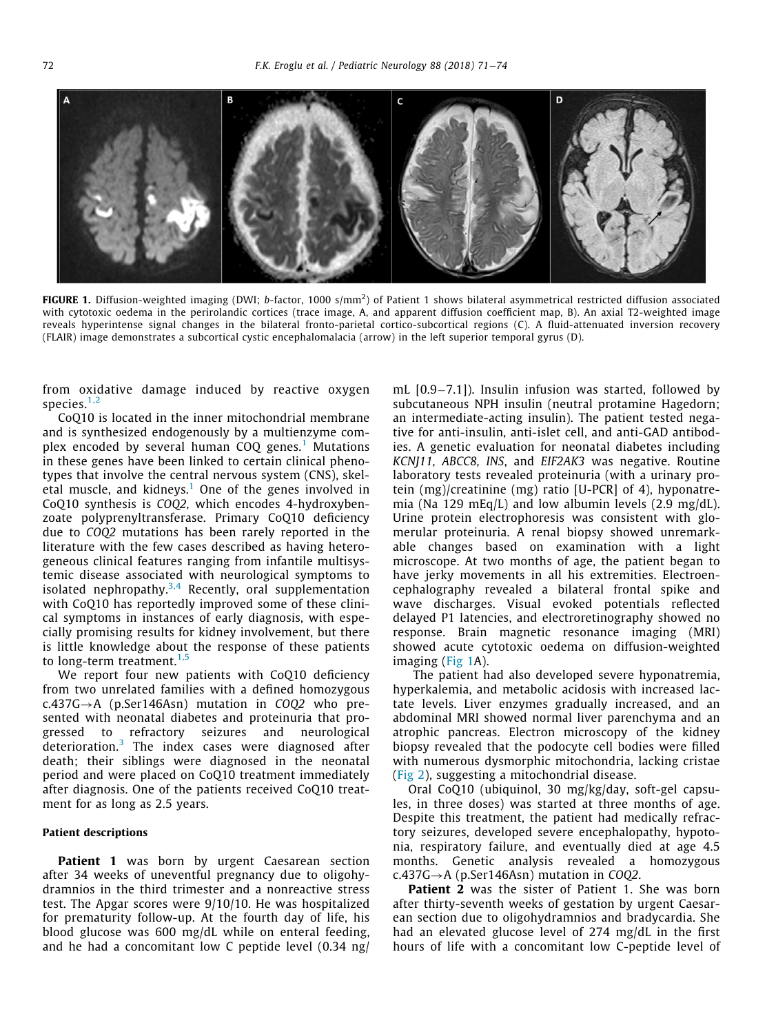FIGURE 1. Diffusion-weighted imaging (DWI; *b*-factor, 1000 s/mm$^2$) of Patient 1 shows bilateral asymmetrical restricted diffusion associated with cytotoxic oedema in the perirolandic cortices (trace image, A, and apparent diffusion coefficient map, B). An axial T2-weighted image reveals hyperintense signal changes in the bilateral fronto-parietal cortico-subcortical regions (C). A fluid-attenuated inversion recovery (FLAIR) image demonstrates a subcortical cystic encephalomalacia (arrow) in the left superior temporal gyrus (D).

from oxidative damage induced by reactive oxygen species.[1,2]

CoQ10 is located in the inner mitochondrial membrane and is synthesized endogenously by a multienzyme complex encoded by several human COQ genes.[1] Mutations in these genes have been linked to certain clinical phenotypes that involve the central nervous system (CNS), skeletal muscle, and kidneys.[1] One of the genes involved in CoQ10 synthesis is *COQ2,* which encodes 4-hydroxybenzoate polyprenyltransferase. Primary CoQ10 deficiency due to *COQ2* mutations has been rarely reported in the literature with the few cases described as having heterogeneous clinical features ranging from infantile multisystemic disease associated with neurological symptoms to isolated nephropathy.[3,4] Recently, oral supplementation with CoQ10 has reportedly improved some of these clinical symptoms in instances of early diagnosis, with especially promising results for kidney involvement, but there is little knowledge about the response of these patients to long-term treatment.[1,5]

We report four new patients with CoQ10 deficiency from two unrelated families with a defined homozygous c.437G→A (p.Ser146Asn) mutation in *COQ2* who presented with neonatal diabetes and proteinuria that progressed to refractory seizures and neurological deterioration.[3] The index cases were diagnosed after death; their siblings were diagnosed in the neonatal period and were placed on CoQ10 treatment immediately after diagnosis. One of the patients received CoQ10 treatment for as long as 2.5 years.

### Patient descriptions

**Patient 1** was born by urgent Caesarean section after 34 weeks of uneventful pregnancy due to oligohydramnios in the third trimester and a nonreactive stress test. The Apgar scores were 9/10/10. He was hospitalized for prematurity follow-up. At the fourth day of life, his blood glucose was 600 mg/dL while on enteral feeding, and he had a concomitant low C peptide level (0.34 ng/mL [0.9–7.1]). Insulin infusion was started, followed by subcutaneous NPH insulin (neutral protamine Hagedorn; an intermediate-acting insulin). The patient tested negative for anti-insulin, anti-islet cell, and anti-GAD antibodies. A genetic evaluation for neonatal diabetes including *KCNJ11, ABCC8, INS*, and *EIF2AK3* was negative. Routine laboratory tests revealed proteinuria (with a urinary protein (mg)/creatinine (mg) ratio [U-PCR] of 4), hyponatremia (Na 129 mEq/L) and low albumin levels (2.9 mg/dL). Urine protein electrophoresis was consistent with glomerular proteinuria. A renal biopsy showed unremarkable changes based on examination with a light microscope. At two months of age, the patient began to have jerky movements in all his extremities. Electroencephalography revealed a bilateral frontal spike and wave discharges. Visual evoked potentials reflected delayed P1 latencies, and electroretinography showed no response. Brain magnetic resonance imaging (MRI) showed acute cytotoxic oedema on diffusion-weighted imaging (Fig 1A).

The patient had also developed severe hyponatremia, hyperkalemia, and metabolic acidosis with increased lactate levels. Liver enzymes gradually increased, and an abdominal MRI showed normal liver parenchyma and an atrophic pancreas. Electron microscopy of the kidney biopsy revealed that the podocyte cell bodies were filled with numerous dysmorphic mitochondria, lacking cristae (Fig 2), suggesting a mitochondrial disease.

Oral CoQ10 (ubiquinol, 30 mg/kg/day, soft-gel capsules, in three doses) was started at three months of age. Despite this treatment, the patient had medically refractory seizures, developed severe encephalopathy, hypotonia, respiratory failure, and eventually died at age 4.5 months. Genetic analysis revealed a homozygous c.437G→A (p.Ser146Asn) mutation in *COQ2.*

**Patient 2** was the sister of Patient 1. She was born after thirty-seventh weeks of gestation by urgent Caesarean section due to oligohydramnios and bradycardia. She had an elevated glucose level of 274 mg/dL in the first hours of life with a concomitant low C-peptide level of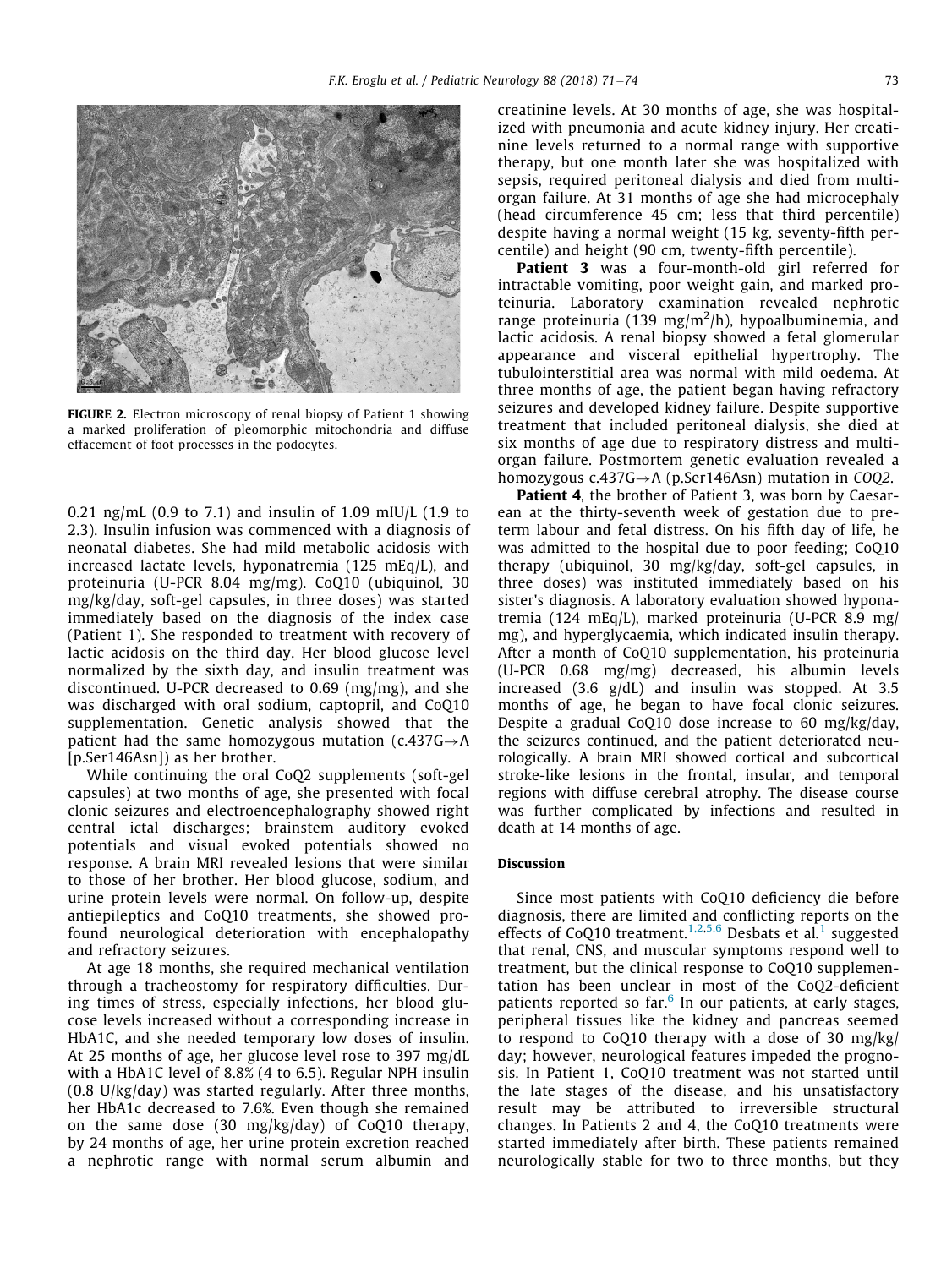**FIGURE 2.** Electron microscopy of renal biopsy of Patient 1 showing a marked proliferation of pleomorphic mitochondria and diffuse effacement of foot processes in the podocytes.

0.21 ng/mL (0.9 to 7.1) and insulin of 1.09 mIU/L (1.9 to 2.3). Insulin infusion was commenced with a diagnosis of neonatal diabetes. She had mild metabolic acidosis with increased lactate levels, hyponatremia (125 mEq/L), and proteinuria (U-PCR 8.04 mg/mg). CoQ10 (ubiquinol, 30 mg/kg/day, soft-gel capsules, in three doses) was started immediately based on the diagnosis of the index case (Patient 1). She responded to treatment with recovery of lactic acidosis on the third day. Her blood glucose level normalized by the sixth day, and insulin treatment was discontinued. U-PCR decreased to 0.69 (mg/mg), and she was discharged with oral sodium, captopril, and CoQ10 supplementation. Genetic analysis showed that the patient had the same homozygous mutation (c.437G→A [p.Ser146Asn]) as her brother.

While continuing the oral CoQ2 supplements (soft-gel capsules) at two months of age, she presented with focal clonic seizures and electroencephalography showed right central ictal discharges; brainstem auditory evoked potentials and visual evoked potentials showed no response. A brain MRI revealed lesions that were similar to those of her brother. Her blood glucose, sodium, and urine protein levels were normal. On follow-up, despite antiepileptics and CoQ10 treatments, she showed profound neurological deterioration with encephalopathy and refractory seizures.

At age 18 months, she required mechanical ventilation through a tracheostomy for respiratory difficulties. During times of stress, especially infections, her blood glucose levels increased without a corresponding increase in HbA1C, and she needed temporary low doses of insulin. At 25 months of age, her glucose level rose to 397 mg/dL with a HbA1C level of 8.8% (4 to 6.5). Regular NPH insulin (0.8 U/kg/day) was started regularly. After three months, her HbA1c decreased to 7.6%. Even though she remained on the same dose (30 mg/kg/day) of CoQ10 therapy, by 24 months of age, her urine protein excretion reached a nephrotic range with normal serum albumin and creatinine levels. At 30 months of age, she was hospitalized with pneumonia and acute kidney injury. Her creatinine levels returned to a normal range with supportive therapy, but one month later she was hospitalized with sepsis, required peritoneal dialysis and died from multiorgan failure. At 31 months of age she had microcephaly (head circumference 45 cm; less that third percentile) despite having a normal weight (15 kg, seventy-fifth percentile) and height (90 cm, twenty-fifth percentile).

**Patient 3** was a four-month-old girl referred for intractable vomiting, poor weight gain, and marked proteinuria. Laboratory examination revealed nephrotic range proteinuria (139 mg/m$^2$/h), hypoalbuminemia, and lactic acidosis. A renal biopsy showed a fetal glomerular appearance and visceral epithelial hypertrophy. The tubulointerstitial area was normal with mild oedema. At three months of age, the patient began having refractory seizures and developed kidney failure. Despite supportive treatment that included peritoneal dialysis, she died at six months of age due to respiratory distress and multiorgan failure. Postmortem genetic evaluation revealed a homozygous c.437G→A (p.Ser146Asn) mutation in *COQ2*.

**Patient 4**, the brother of Patient 3, was born by Caesarean at the thirty-seventh week of gestation due to preterm labour and fetal distress. On his fifth day of life, he was admitted to the hospital due to poor feeding; CoQ10 therapy (ubiquinol, 30 mg/kg/day, soft-gel capsules, in three doses) was instituted immediately based on his sister's diagnosis. A laboratory evaluation showed hyponatremia (124 mEq/L), marked proteinuria (U-PCR 8.9 mg/mg), and hyperglycaemia, which indicated insulin therapy. After a month of CoQ10 supplementation, his proteinuria (U-PCR 0.68 mg/mg) decreased, his albumin levels increased (3.6 g/dL) and insulin was stopped. At 3.5 months of age, he began to have focal clonic seizures. Despite a gradual CoQ10 dose increase to 60 mg/kg/day, the seizures continued, and the patient deteriorated neurologically. A brain MRI showed cortical and subcortical stroke-like lesions in the frontal, insular, and temporal regions with diffuse cerebral atrophy. The disease course was further complicated by infections and resulted in death at 14 months of age.

## Discussion

Since most patients with CoQ10 deficiency die before diagnosis, there are limited and conflicting reports on the effects of CoQ10 treatment.[1,2,5,6] Desbats et al.[1] suggested that renal, CNS, and muscular symptoms respond well to treatment, but the clinical response to CoQ10 supplementation has been unclear in most of the CoQ2-deficient patients reported so far.[6] In our patients, at early stages, peripheral tissues like the kidney and pancreas seemed to respond to CoQ10 therapy with a dose of 30 mg/kg/day; however, neurological features impeded the prognosis. In Patient 1, CoQ10 treatment was not started until the late stages of the disease, and his unsatisfactory result may be attributed to irreversible structural changes. In Patients 2 and 4, the CoQ10 treatments were started immediately after birth. These patients remained neurologically stable for two to three months, but they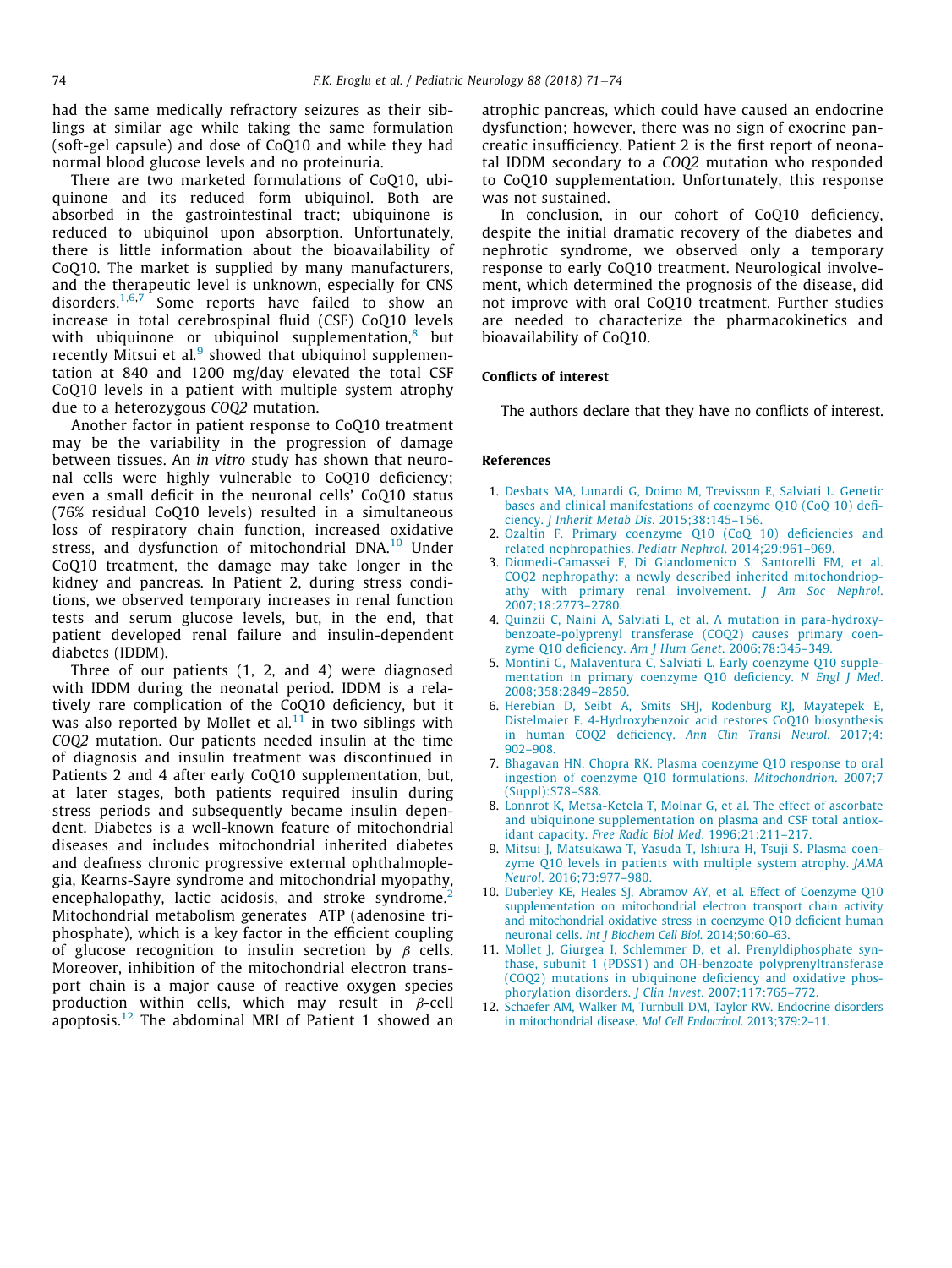had the same medically refractory seizures as their siblings at similar age while taking the same formulation (soft-gel capsule) and dose of CoQ10 and while they had normal blood glucose levels and no proteinuria.

There are two marketed formulations of CoQ10, ubiquinone and its reduced form ubiquinol. Both are absorbed in the gastrointestinal tract; ubiquinone is reduced to ubiquinol upon absorption. Unfortunately, there is little information about the bioavailability of CoQ10. The market is supplied by many manufacturers, and the therapeutic level is unknown, especially for CNS disorders.[1,6,7] Some reports have failed to show an increase in total cerebrospinal fluid (CSF) CoQ10 levels with ubiquinone or ubiquinol supplementation,[8] but recently Mitsui et al.[9] showed that ubiquinol supplementation at 840 and 1200 mg/day elevated the total CSF CoQ10 levels in a patient with multiple system atrophy due to a heterozygous *COQ2* mutation.

Another factor in patient response to CoQ10 treatment may be the variability in the progression of damage between tissues. An *in vitro* study has shown that neuronal cells were highly vulnerable to CoQ10 deficiency; even a small deficit in the neuronal cells' CoQ10 status (76% residual CoQ10 levels) resulted in a simultaneous loss of respiratory chain function, increased oxidative stress, and dysfunction of mitochondrial DNA.[10] Under CoQ10 treatment, the damage may take longer in the kidney and pancreas. In Patient 2, during stress conditions, we observed temporary increases in renal function tests and serum glucose levels, but, in the end, that patient developed renal failure and insulin-dependent diabetes (IDDM).

Three of our patients (1, 2, and 4) were diagnosed with IDDM during the neonatal period. IDDM is a relatively rare complication of the CoQ10 deficiency, but it was also reported by Mollet et al.[11] in two siblings with *COQ2* mutation. Our patients needed insulin at the time of diagnosis and insulin treatment was discontinued in Patients 2 and 4 after early CoQ10 supplementation, but, at later stages, both patients required insulin during stress periods and subsequently became insulin dependent. Diabetes is a well-known feature of mitochondrial diseases and includes mitochondrial inherited diabetes and deafness chronic progressive external ophthalmoplegia, Kearns-Sayre syndrome and mitochondrial myopathy, encephalopathy, lactic acidosis, and stroke syndrome.[2] Mitochondrial metabolism generates ATP (adenosine triphosphate), which is a key factor in the efficient coupling of glucose recognition to insulin secretion by $\beta$ cells. Moreover, inhibition of the mitochondrial electron transport chain is a major cause of reactive oxygen species production within cells, which may result in $\beta$-cell apoptosis.[12] The abdominal MRI of Patient 1 showed an atrophic pancreas, which could have caused an endocrine dysfunction; however, there was no sign of exocrine pancreatic insufficiency. Patient 2 is the first report of neonatal IDDM secondary to a *COQ2* mutation who responded to CoQ10 supplementation. Unfortunately, this response was not sustained.

In conclusion, in our cohort of CoQ10 deficiency, despite the initial dramatic recovery of the diabetes and nephrotic syndrome, we observed only a temporary response to early CoQ10 treatment. Neurological involvement, which determined the prognosis of the disease, did not improve with oral CoQ10 treatment. Further studies are needed to characterize the pharmacokinetics and bioavailability of CoQ10.

## Conflicts of interest

The authors declare that they have no conflicts of interest.

## References

1. Desbats MA, Lunardi G, Doimo M, Trevisson E, Salviati L. Genetic bases and clinical manifestations of coenzyme Q10 (CoQ 10) deficiency. *J Inherit Metab Dis*. 2015;38:145–156.
2. Ozaltin F. Primary coenzyme Q10 (CoQ 10) deficiencies and related nephropathies. *Pediatr Nephrol*. 2014;29:961–969.
3. Diomedi-Camassei F, Di Giandomenico S, Santorelli FM, et al. COQ2 nephropathy: a newly described inherited mitochondriopathy with primary renal involvement. *J Am Soc Nephrol*. 2007;18:2773–2780.
4. Quinzii C, Naini A, Salviati L, et al. A mutation in para-hydroxybenzoate-polyprenyl transferase (COQ2) causes primary coenzyme Q10 deficiency. *Am J Hum Genet*. 2006;78:345–349.
5. Montini G, Malaventura C, Salviati L. Early coenzyme Q10 supplementation in primary coenzyme Q10 deficiency. *N Engl J Med*. 2008;358:2849–2850.
6. Herebian D, Seibt A, Smits SHJ, Rodenburg RJ, Mayatepek E, Distelmaier F. 4-Hydroxybenzoic acid restores CoQ10 biosynthesis in human COQ2 deficiency. *Ann Clin Transl Neurol*. 2017;4:902–908.
7. Bhagavan HN, Chopra RK. Plasma coenzyme Q10 response to oral ingestion of coenzyme Q10 formulations. *Mitochondrion*. 2007;7(Suppl):S78–S88.
8. Lonnrot K, Metsa-Ketela T, Molnar G, et al. The effect of ascorbate and ubiquinone supplementation on plasma and CSF total antioxidant capacity. *Free Radic Biol Med*. 1996;21:211–217.
9. Mitsui J, Matsukawa T, Yasuda T, Ishiura H, Tsuji S. Plasma coenzyme Q10 levels in patients with multiple system atrophy. *JAMA Neurol*. 2016;73:977–980.
10. Duberley KE, Heales SJ, Abramov AY, et al. Effect of Coenzyme Q10 supplementation on mitochondrial electron transport chain activity and mitochondrial oxidative stress in coenzyme Q10 deficient human neuronal cells. *Int J Biochem Cell Biol*. 2014;50:60–63.
11. Mollet J, Giurgea I, Schlemmer D, et al. Prenyldiphosphate synthase, subunit 1 (PDSS1) and OH-benzoate polyprenyltransferase (COQ2) mutations in ubiquinone deficiency and oxidative phosphorylation disorders. *J Clin Invest*. 2007;117:765–772.
12. Schaefer AM, Walker M, Turnbull DM, Taylor RW. Endocrine disorders in mitochondrial disease. *Mol Cell Endocrinol*. 2013;379:2–11.